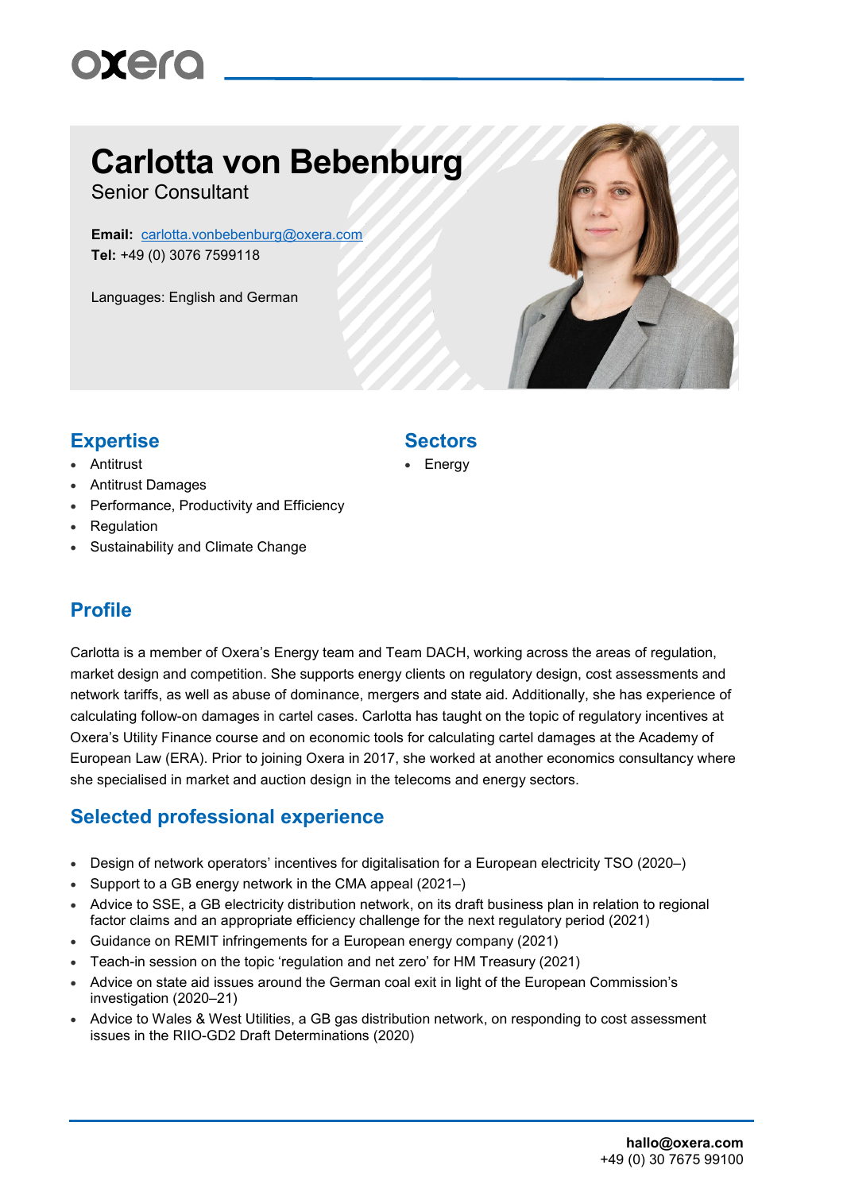# Carlotta von Bebenburg

Senior Consultant

**Email:** carlotta.vonbebenburg@oxera.com
**Tel:** +49 (0) 3076 7599118

Languages: English and German

## Expertise

- Antitrust
- Antitrust Damages
- Performance, Productivity and Efficiency
- Regulation
- Sustainability and Climate Change

## Sectors

- Energy

## Profile

Carlotta is a member of Oxera's Energy team and Team DACH, working across the areas of regulation, market design and competition. She supports energy clients on regulatory design, cost assessments and network tariffs, as well as abuse of dominance, mergers and state aid. Additionally, she has experience of calculating follow-on damages in cartel cases. Carlotta has taught on the topic of regulatory incentives at Oxera's Utility Finance course and on economic tools for calculating cartel damages at the Academy of European Law (ERA). Prior to joining Oxera in 2017, she worked at another economics consultancy where she specialised in market and auction design in the telecoms and energy sectors.

## Selected professional experience

- Design of network operators' incentives for digitalisation for a European electricity TSO (2020–)
- Support to a GB energy network in the CMA appeal (2021–)
- Advice to SSE, a GB electricity distribution network, on its draft business plan in relation to regional factor claims and an appropriate efficiency challenge for the next regulatory period (2021)
- Guidance on REMIT infringements for a European energy company (2021)
- Teach-in session on the topic 'regulation and net zero' for HM Treasury (2021)
- Advice on state aid issues around the German coal exit in light of the European Commission's investigation (2020–21)
- Advice to Wales & West Utilities, a GB gas distribution network, on responding to cost assessment issues in the RIIO-GD2 Draft Determinations (2020)

**hallo@oxera.com**
+49 (0) 30 7675 99100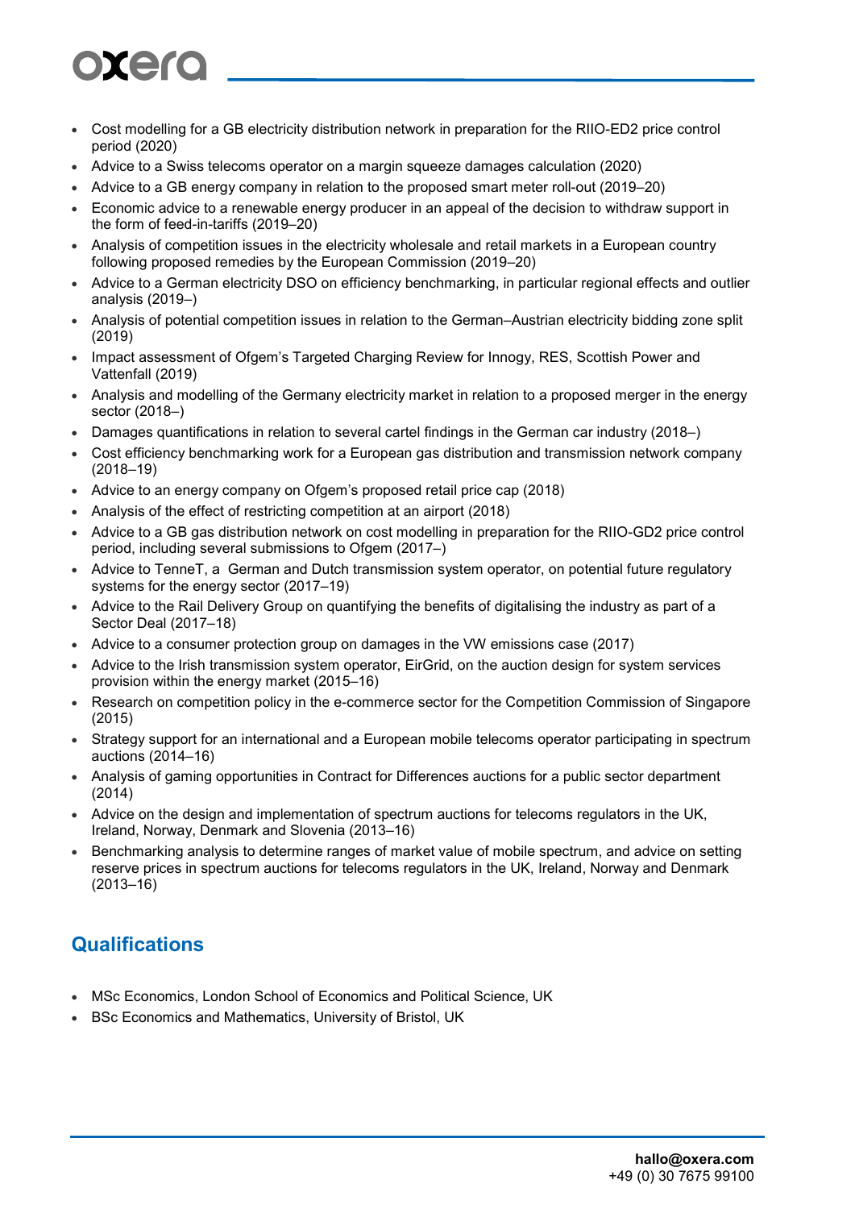- Cost modelling for a GB electricity distribution network in preparation for the RIIO-ED2 price control period (2020)
- Advice to a Swiss telecoms operator on a margin squeeze damages calculation (2020)
- Advice to a GB energy company in relation to the proposed smart meter roll-out (2019–20)
- Economic advice to a renewable energy producer in an appeal of the decision to withdraw support in the form of feed-in-tariffs (2019–20)
- Analysis of competition issues in the electricity wholesale and retail markets in a European country following proposed remedies by the European Commission (2019–20)
- Advice to a German electricity DSO on efficiency benchmarking, in particular regional effects and outlier analysis (2019–)
- Analysis of potential competition issues in relation to the German–Austrian electricity bidding zone split (2019)
- Impact assessment of Ofgem's Targeted Charging Review for Innogy, RES, Scottish Power and Vattenfall (2019)
- Analysis and modelling of the Germany electricity market in relation to a proposed merger in the energy sector (2018–)
- Damages quantifications in relation to several cartel findings in the German car industry (2018–)
- Cost efficiency benchmarking work for a European gas distribution and transmission network company (2018–19)
- Advice to an energy company on Ofgem's proposed retail price cap (2018)
- Analysis of the effect of restricting competition at an airport (2018)
- Advice to a GB gas distribution network on cost modelling in preparation for the RIIO-GD2 price control period, including several submissions to Ofgem (2017–)
- Advice to TenneT, a German and Dutch transmission system operator, on potential future regulatory systems for the energy sector (2017–19)
- Advice to the Rail Delivery Group on quantifying the benefits of digitalising the industry as part of a Sector Deal (2017–18)
- Advice to a consumer protection group on damages in the VW emissions case (2017)
- Advice to the Irish transmission system operator, EirGrid, on the auction design for system services provision within the energy market (2015–16)
- Research on competition policy in the e-commerce sector for the Competition Commission of Singapore (2015)
- Strategy support for an international and a European mobile telecoms operator participating in spectrum auctions (2014–16)
- Analysis of gaming opportunities in Contract for Differences auctions for a public sector department (2014)
- Advice on the design and implementation of spectrum auctions for telecoms regulators in the UK, Ireland, Norway, Denmark and Slovenia (2013–16)
- Benchmarking analysis to determine ranges of market value of mobile spectrum, and advice on setting reserve prices in spectrum auctions for telecoms regulators in the UK, Ireland, Norway and Denmark (2013–16)

## Qualifications

- MSc Economics, London School of Economics and Political Science, UK
- BSc Economics and Mathematics, University of Bristol, UK

**hallo@oxera.com**
+49 (0) 30 7675 99100